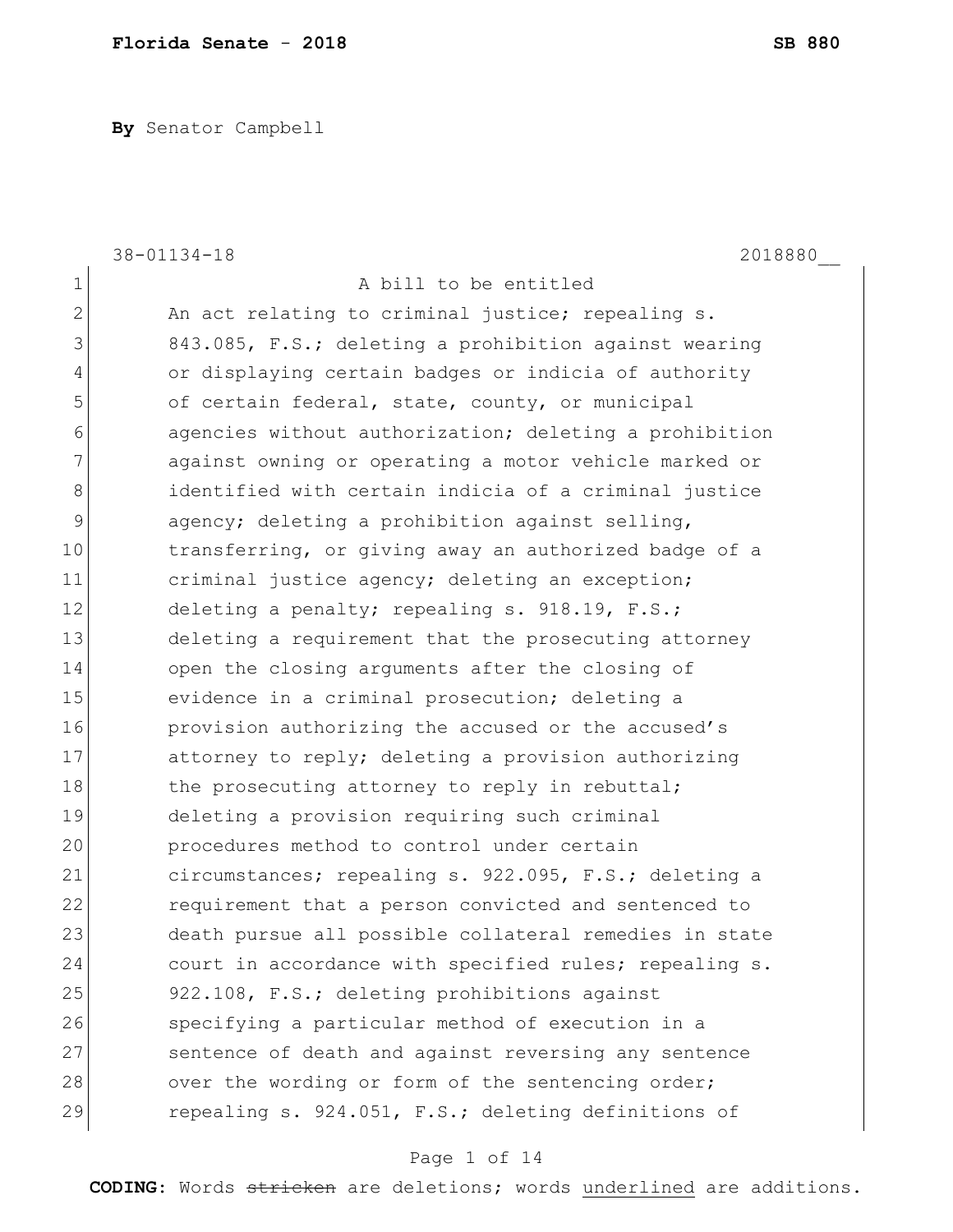**By** Senator Campbell

38-01134-18 2018880__

A bill to be entitled

An act relating to criminal justice; repealing s. 843.085, F.S.; deleting a prohibition against wearing or displaying certain badges or indicia of authority of certain federal, state, county, or municipal agencies without authorization; deleting a prohibition against owning or operating a motor vehicle marked or identified with certain indicia of a criminal justice agency; deleting a prohibition against selling, transferring, or giving away an authorized badge of a criminal justice agency; deleting an exception; deleting a penalty; repealing s. 918.19, F.S.; deleting a requirement that the prosecuting attorney open the closing arguments after the closing of evidence in a criminal prosecution; deleting a provision authorizing the accused or the accused's attorney to reply; deleting a provision authorizing the prosecuting attorney to reply in rebuttal; deleting a provision requiring such criminal procedures method to control under certain circumstances; repealing s. 922.095, F.S.; deleting a requirement that a person convicted and sentenced to death pursue all possible collateral remedies in state court in accordance with specified rules; repealing s. 922.108, F.S.; deleting prohibitions against specifying a particular method of execution in a sentence of death and against reversing any sentence over the wording or form of the sentencing order; repealing s. 924.051, F.S.; deleting definitions of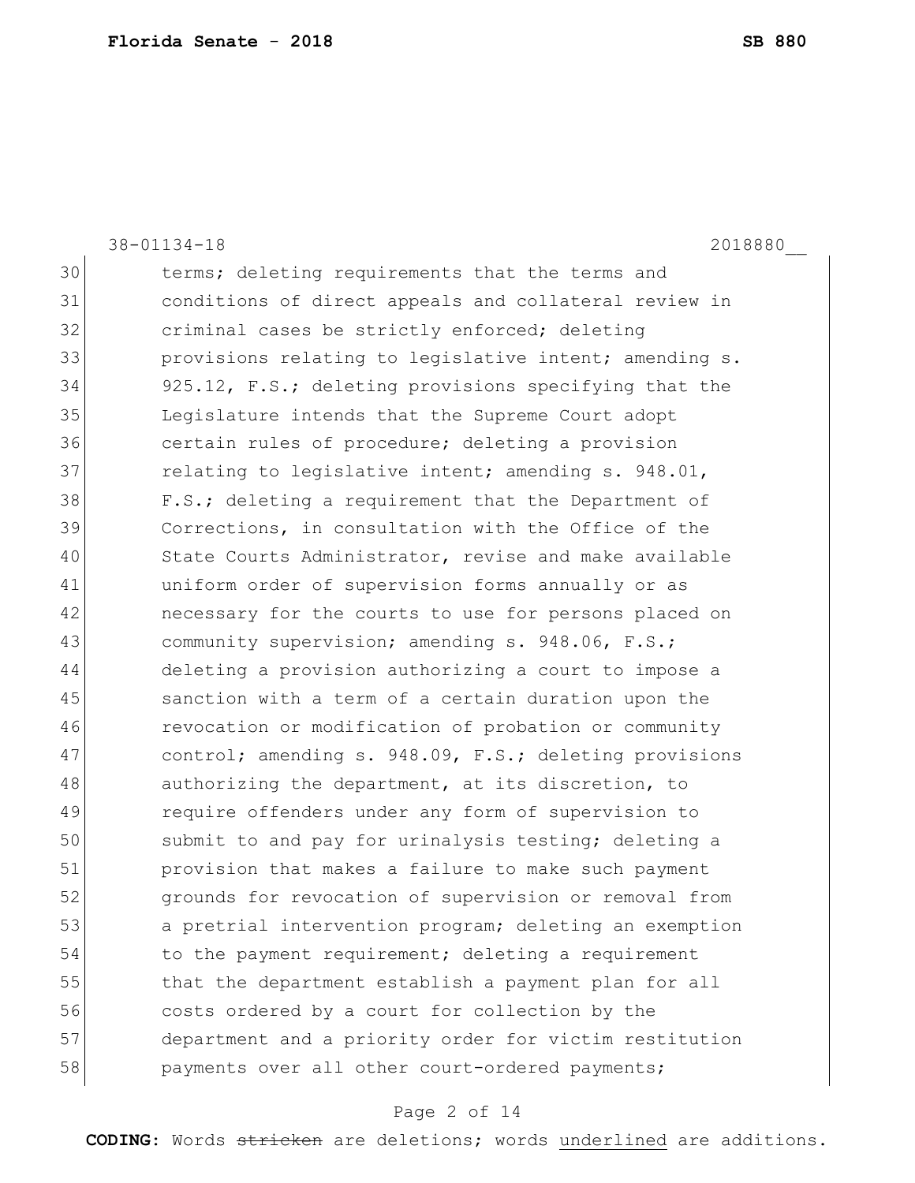terms; deleting requirements that the terms and conditions of direct appeals and collateral review in criminal cases be strictly enforced; deleting provisions relating to legislative intent; amending s. 925.12, F.S.; deleting provisions specifying that the Legislature intends that the Supreme Court adopt certain rules of procedure; deleting a provision relating to legislative intent; amending s. 948.01, F.S.; deleting a requirement that the Department of Corrections, in consultation with the Office of the State Courts Administrator, revise and make available uniform order of supervision forms annually or as necessary for the courts to use for persons placed on community supervision; amending s. 948.06, F.S.; deleting a provision authorizing a court to impose a sanction with a term of a certain duration upon the revocation or modification of probation or community control; amending s. 948.09, F.S.; deleting provisions authorizing the department, at its discretion, to require offenders under any form of supervision to submit to and pay for urinalysis testing; deleting a provision that makes a failure to make such payment grounds for revocation of supervision or removal from a pretrial intervention program; deleting an exemption to the payment requirement; deleting a requirement that the department establish a payment plan for all costs ordered by a court for collection by the department and a priority order for victim restitution payments over all other court-ordered payments;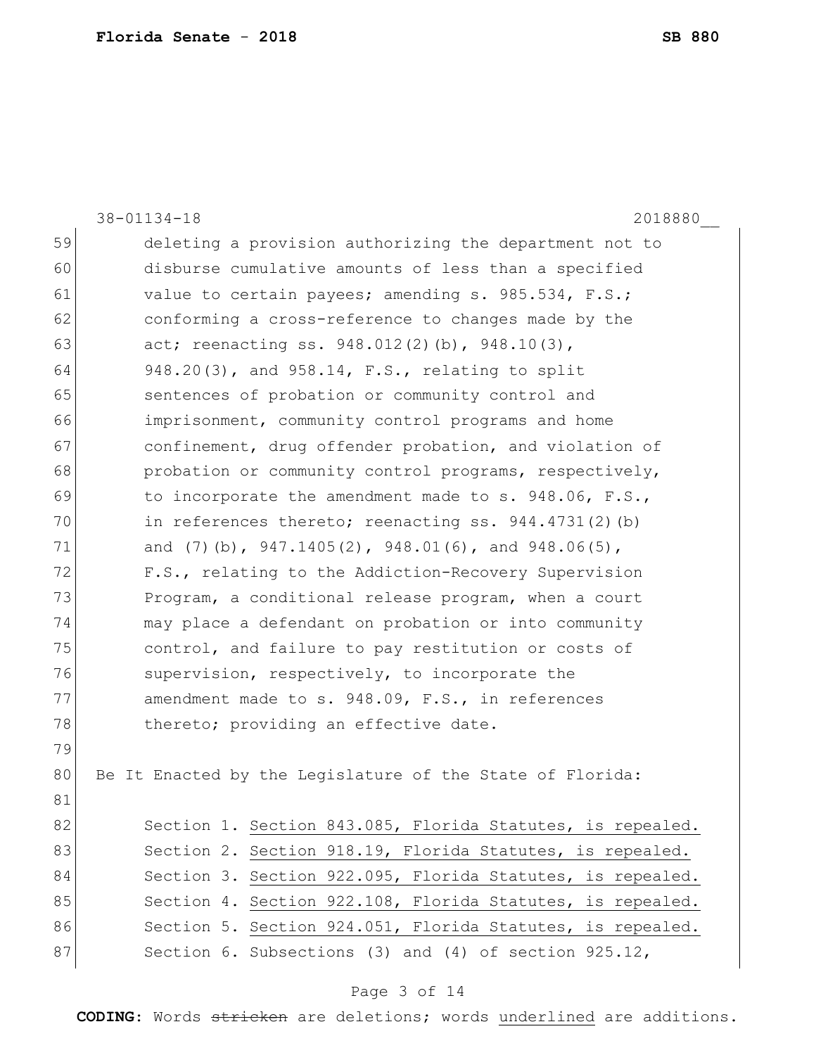deleting a provision authorizing the department not to disburse cumulative amounts of less than a specified value to certain payees; amending s. 985.534, F.S.; conforming a cross-reference to changes made by the act; reenacting ss. 948.012(2)(b), 948.10(3), 948.20(3), and 958.14, F.S., relating to split sentences of probation or community control and imprisonment, community control programs and home confinement, drug offender probation, and violation of probation or community control programs, respectively, to incorporate the amendment made to s. 948.06, F.S., in references thereto; reenacting ss. 944.4731(2)(b) and (7)(b), 947.1405(2), 948.01(6), and 948.06(5), F.S., relating to the Addiction-Recovery Supervision Program, a conditional release program, when a court may place a defendant on probation or into community control, and failure to pay restitution or costs of supervision, respectively, to incorporate the amendment made to s. 948.09, F.S., in references thereto; providing an effective date.

Be It Enacted by the Legislature of the State of Florida:

Section 1. Section 843.085, Florida Statutes, is repealed.

Section 2. Section 918.19, Florida Statutes, is repealed.

Section 3. Section 922.095, Florida Statutes, is repealed.

Section 4. Section 922.108, Florida Statutes, is repealed.

Section 5. Section 924.051, Florida Statutes, is repealed.

Section 6. Subsections (3) and (4) of section 925.12,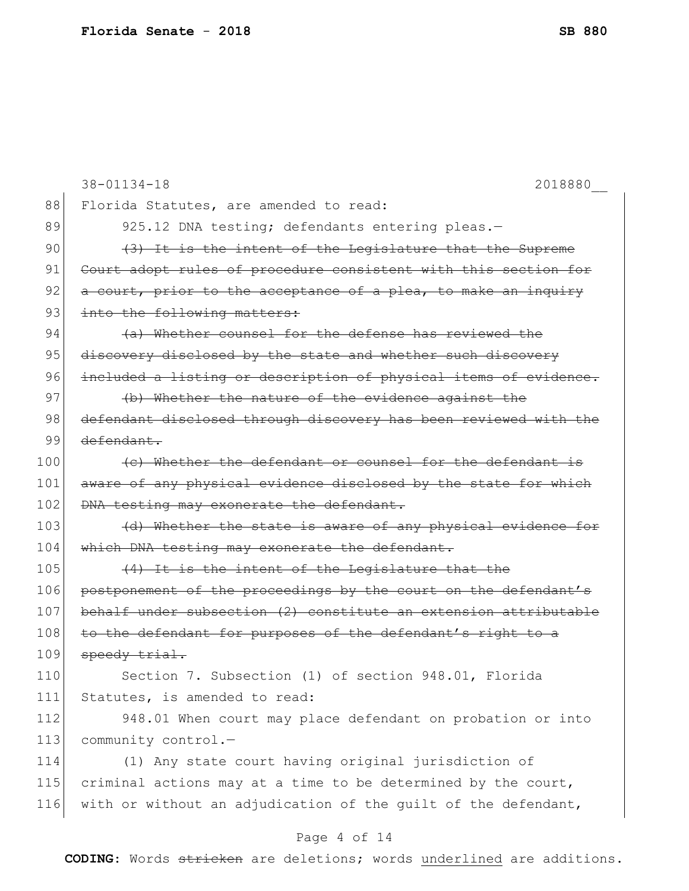Florida Statutes, are amended to read:

925.12 DNA testing; defendants entering pleas.—

~~(3) It is the intent of the Legislature that the Supreme Court adopt rules of procedure consistent with this section for a court, prior to the acceptance of a plea, to make an inquiry into the following matters:~~

~~(a) Whether counsel for the defense has reviewed the discovery disclosed by the state and whether such discovery included a listing or description of physical items of evidence.~~

~~(b) Whether the nature of the evidence against the defendant disclosed through discovery has been reviewed with the defendant.~~

~~(c) Whether the defendant or counsel for the defendant is aware of any physical evidence disclosed by the state for which DNA testing may exonerate the defendant.~~

~~(d) Whether the state is aware of any physical evidence for which DNA testing may exonerate the defendant.~~

~~(4) It is the intent of the Legislature that the postponement of the proceedings by the court on the defendant's behalf under subsection (2) constitute an extension attributable to the defendant for purposes of the defendant's right to a speedy trial.~~

Section 7. Subsection (1) of section 948.01, Florida Statutes, is amended to read:

948.01 When court may place defendant on probation or into community control.—

(1) Any state court having original jurisdiction of criminal actions may at a time to be determined by the court, with or without an adjudication of the guilt of the defendant,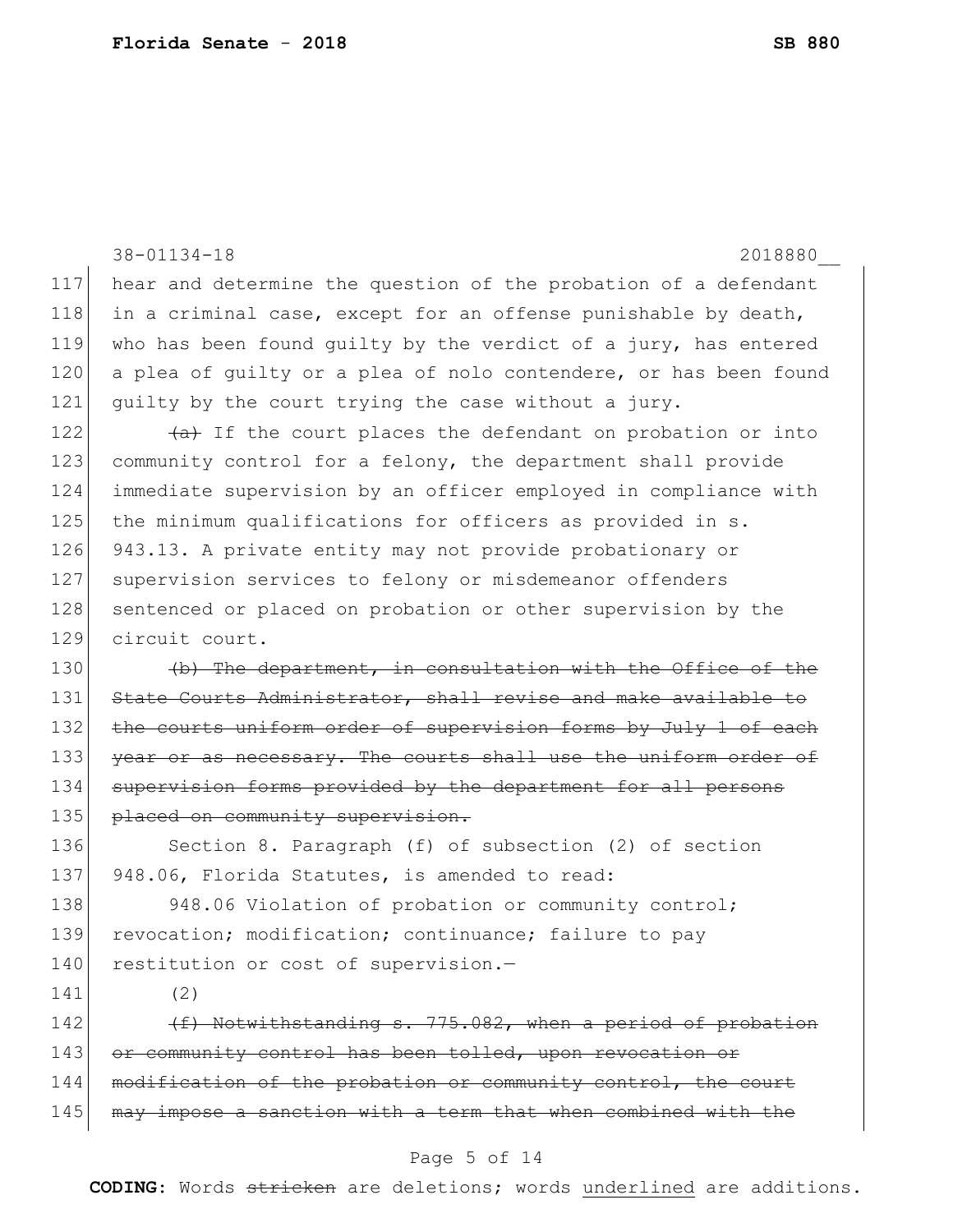hear and determine the question of the probation of a defendant in a criminal case, except for an offense punishable by death, who has been found guilty by the verdict of a jury, has entered a plea of guilty or a plea of nolo contendere, or has been found guilty by the court trying the case without a jury.

~~(a)~~ If the court places the defendant on probation or into community control for a felony, the department shall provide immediate supervision by an officer employed in compliance with the minimum qualifications for officers as provided in s. 943.13. A private entity may not provide probationary or supervision services to felony or misdemeanor offenders sentenced or placed on probation or other supervision by the circuit court.

~~(b) The department, in consultation with the Office of the State Courts Administrator, shall revise and make available to the courts uniform order of supervision forms by July 1 of each year or as necessary. The courts shall use the uniform order of supervision forms provided by the department for all persons placed on community supervision.~~

Section 8. Paragraph (f) of subsection (2) of section 948.06, Florida Statutes, is amended to read:

948.06 Violation of probation or community control; revocation; modification; continuance; failure to pay restitution or cost of supervision.—

(2)

~~(f) Notwithstanding s. 775.082, when a period of probation or community control has been tolled, upon revocation or modification of the probation or community control, the court may impose a sanction with a term that when combined with the~~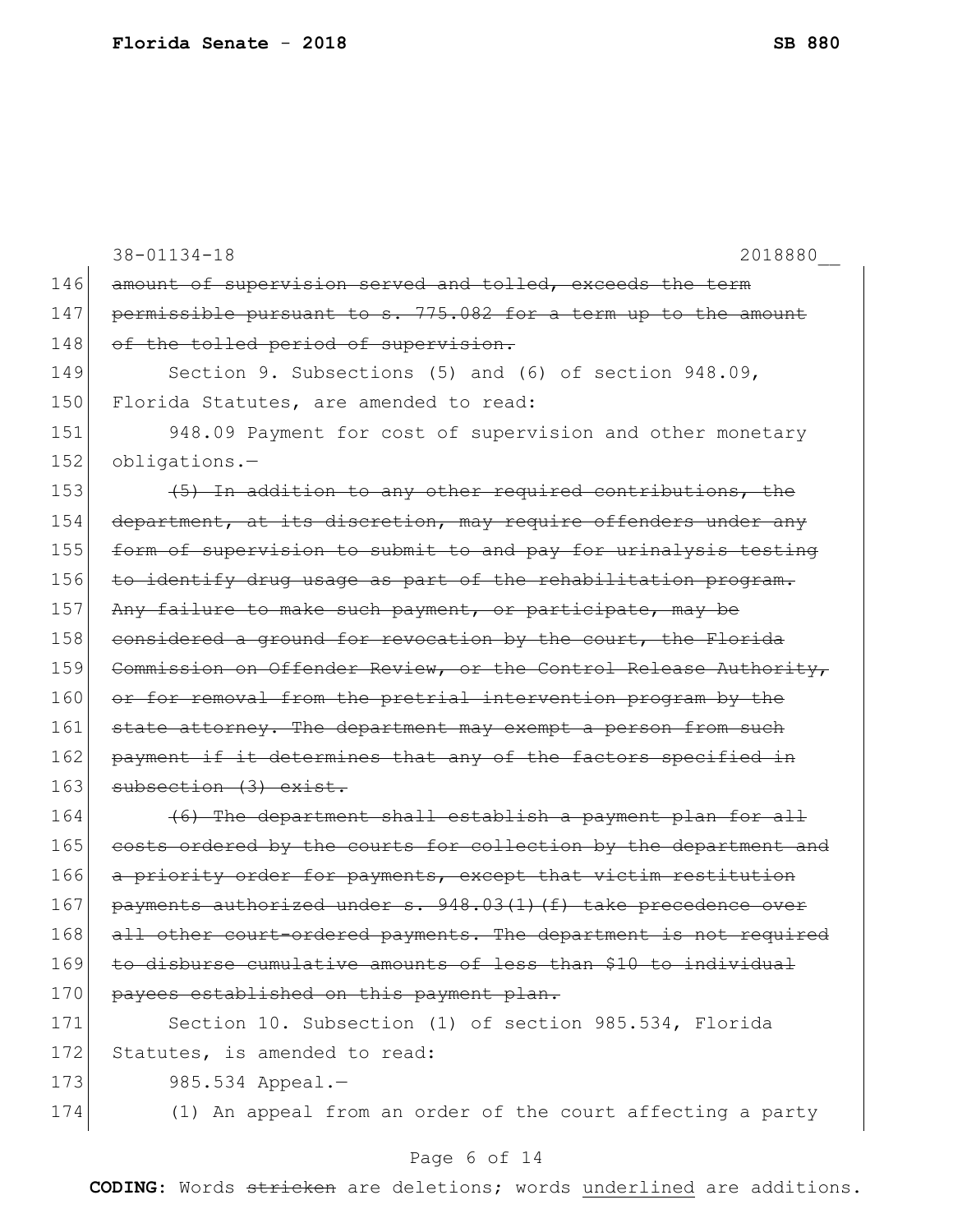~~amount of supervision served and tolled, exceeds the term permissible pursuant to s. 775.082 for a term up to the amount of the tolled period of supervision.~~

Section 9. Subsections (5) and (6) of section 948.09, Florida Statutes, are amended to read:

948.09 Payment for cost of supervision and other monetary obligations.—

~~(5) In addition to any other required contributions, the department, at its discretion, may require offenders under any form of supervision to submit to and pay for urinalysis testing to identify drug usage as part of the rehabilitation program. Any failure to make such payment, or participate, may be considered a ground for revocation by the court, the Florida Commission on Offender Review, or the Control Release Authority, or for removal from the pretrial intervention program by the state attorney. The department may exempt a person from such payment if it determines that any of the factors specified in subsection (3) exist.~~

~~(6) The department shall establish a payment plan for all costs ordered by the courts for collection by the department and a priority order for payments, except that victim restitution payments authorized under s. 948.03(1)(f) take precedence over all other court-ordered payments. The department is not required to disburse cumulative amounts of less than $10 to individual payees established on this payment plan.~~

Section 10. Subsection (1) of section 985.534, Florida Statutes, is amended to read:

985.534 Appeal.—

(1) An appeal from an order of the court affecting a party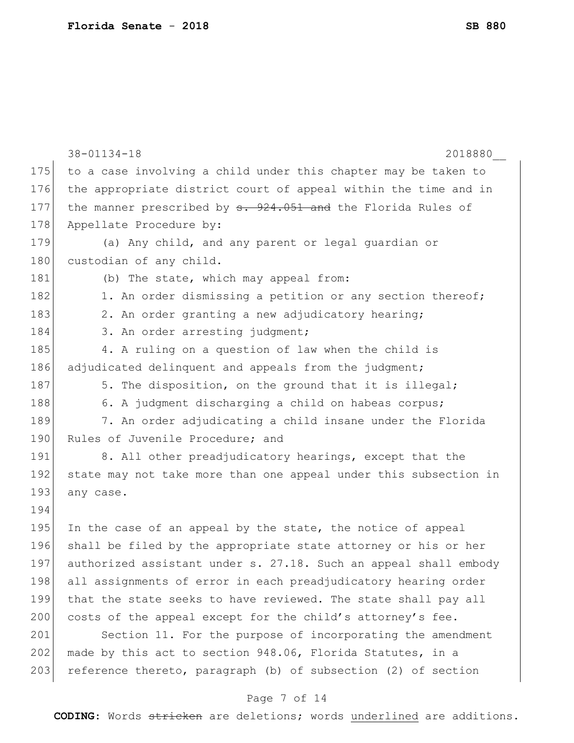to a case involving a child under this chapter may be taken to the appropriate district court of appeal within the time and in the manner prescribed by ~~s. 924.051 and~~ the Florida Rules of Appellate Procedure by:

(a) Any child, and any parent or legal guardian or custodian of any child.

(b) The state, which may appeal from:

1. An order dismissing a petition or any section thereof;

2. An order granting a new adjudicatory hearing;

3. An order arresting judgment;

4. A ruling on a question of law when the child is adjudicated delinquent and appeals from the judgment;

5. The disposition, on the ground that it is illegal;

6. A judgment discharging a child on habeas corpus;

7. An order adjudicating a child insane under the Florida Rules of Juvenile Procedure; and

8. All other preadjudicatory hearings, except that the state may not take more than one appeal under this subsection in any case.

In the case of an appeal by the state, the notice of appeal shall be filed by the appropriate state attorney or his or her authorized assistant under s. 27.18. Such an appeal shall embody all assignments of error in each preadjudicatory hearing order that the state seeks to have reviewed. The state shall pay all costs of the appeal except for the child's attorney's fee.

Section 11. For the purpose of incorporating the amendment made by this act to section 948.06, Florida Statutes, in a reference thereto, paragraph (b) of subsection (2) of section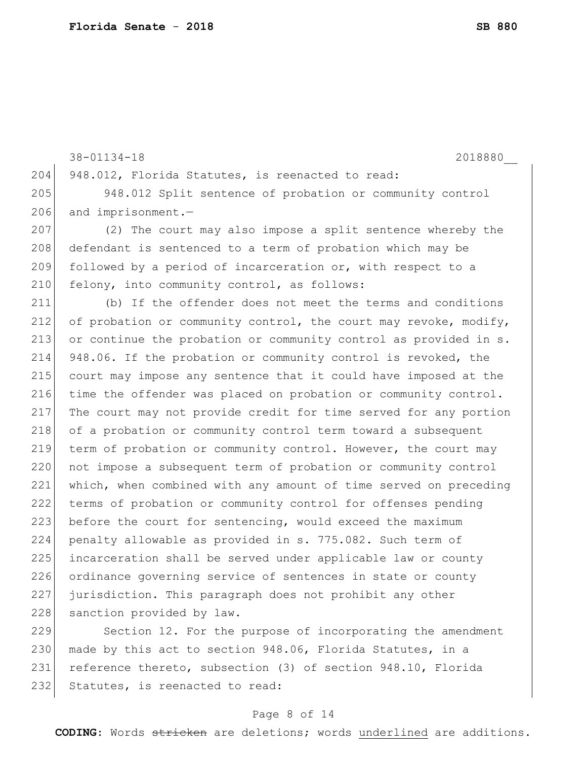948.012, Florida Statutes, is reenacted to read:

948.012 Split sentence of probation or community control and imprisonment.—

(2) The court may also impose a split sentence whereby the defendant is sentenced to a term of probation which may be followed by a period of incarceration or, with respect to a felony, into community control, as follows:

(b) If the offender does not meet the terms and conditions of probation or community control, the court may revoke, modify, or continue the probation or community control as provided in s. 948.06. If the probation or community control is revoked, the court may impose any sentence that it could have imposed at the time the offender was placed on probation or community control. The court may not provide credit for time served for any portion of a probation or community control term toward a subsequent term of probation or community control. However, the court may not impose a subsequent term of probation or community control which, when combined with any amount of time served on preceding terms of probation or community control for offenses pending before the court for sentencing, would exceed the maximum penalty allowable as provided in s. 775.082. Such term of incarceration shall be served under applicable law or county ordinance governing service of sentences in state or county jurisdiction. This paragraph does not prohibit any other sanction provided by law.

Section 12. For the purpose of incorporating the amendment made by this act to section 948.06, Florida Statutes, in a reference thereto, subsection (3) of section 948.10, Florida Statutes, is reenacted to read: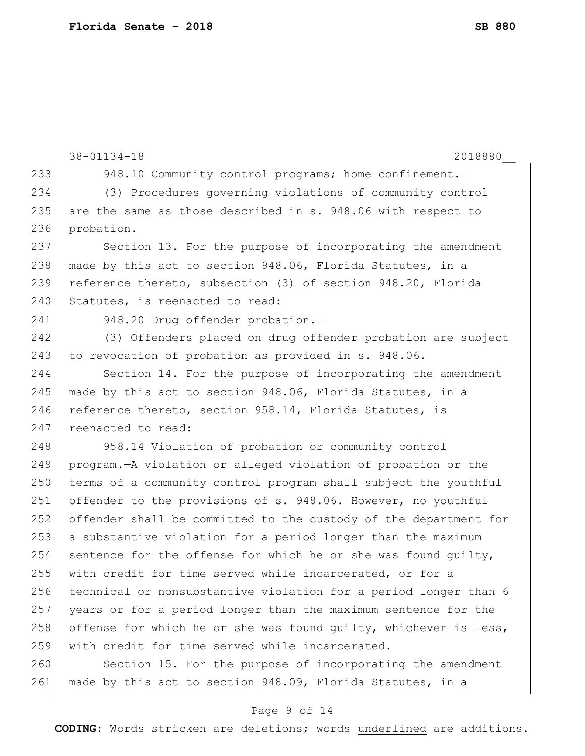948.10 Community control programs; home confinement.—

(3) Procedures governing violations of community control are the same as those described in s. 948.06 with respect to probation.

Section 13. For the purpose of incorporating the amendment made by this act to section 948.06, Florida Statutes, in a reference thereto, subsection (3) of section 948.20, Florida Statutes, is reenacted to read:

948.20 Drug offender probation.—

(3) Offenders placed on drug offender probation are subject to revocation of probation as provided in s. 948.06.

Section 14. For the purpose of incorporating the amendment made by this act to section 948.06, Florida Statutes, in a reference thereto, section 958.14, Florida Statutes, is reenacted to read:

958.14 Violation of probation or community control program.—A violation or alleged violation of probation or the terms of a community control program shall subject the youthful offender to the provisions of s. 948.06. However, no youthful offender shall be committed to the custody of the department for a substantive violation for a period longer than the maximum sentence for the offense for which he or she was found guilty, with credit for time served while incarcerated, or for a technical or nonsubstantive violation for a period longer than 6 years or for a period longer than the maximum sentence for the offense for which he or she was found guilty, whichever is less, with credit for time served while incarcerated.

Section 15. For the purpose of incorporating the amendment made by this act to section 948.09, Florida Statutes, in a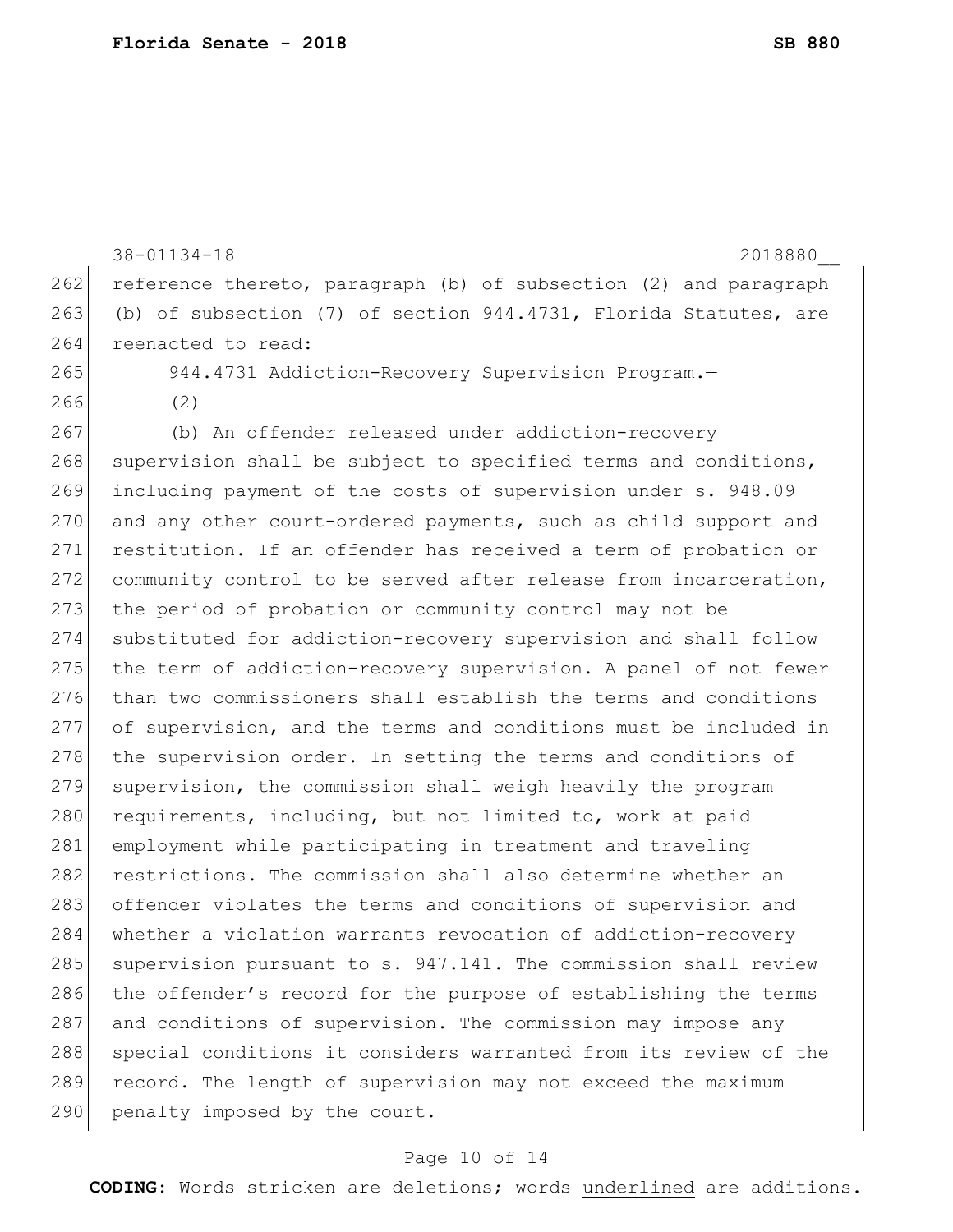reference thereto, paragraph (b) of subsection (2) and paragraph (b) of subsection (7) of section 944.4731, Florida Statutes, are reenacted to read:

944.4731 Addiction-Recovery Supervision Program.—

(2)

(b) An offender released under addiction-recovery supervision shall be subject to specified terms and conditions, including payment of the costs of supervision under s. 948.09 and any other court-ordered payments, such as child support and restitution. If an offender has received a term of probation or community control to be served after release from incarceration, the period of probation or community control may not be substituted for addiction-recovery supervision and shall follow the term of addiction-recovery supervision. A panel of not fewer than two commissioners shall establish the terms and conditions of supervision, and the terms and conditions must be included in the supervision order. In setting the terms and conditions of supervision, the commission shall weigh heavily the program requirements, including, but not limited to, work at paid employment while participating in treatment and traveling restrictions. The commission shall also determine whether an offender violates the terms and conditions of supervision and whether a violation warrants revocation of addiction-recovery supervision pursuant to s. 947.141. The commission shall review the offender's record for the purpose of establishing the terms and conditions of supervision. The commission may impose any special conditions it considers warranted from its review of the record. The length of supervision may not exceed the maximum penalty imposed by the court.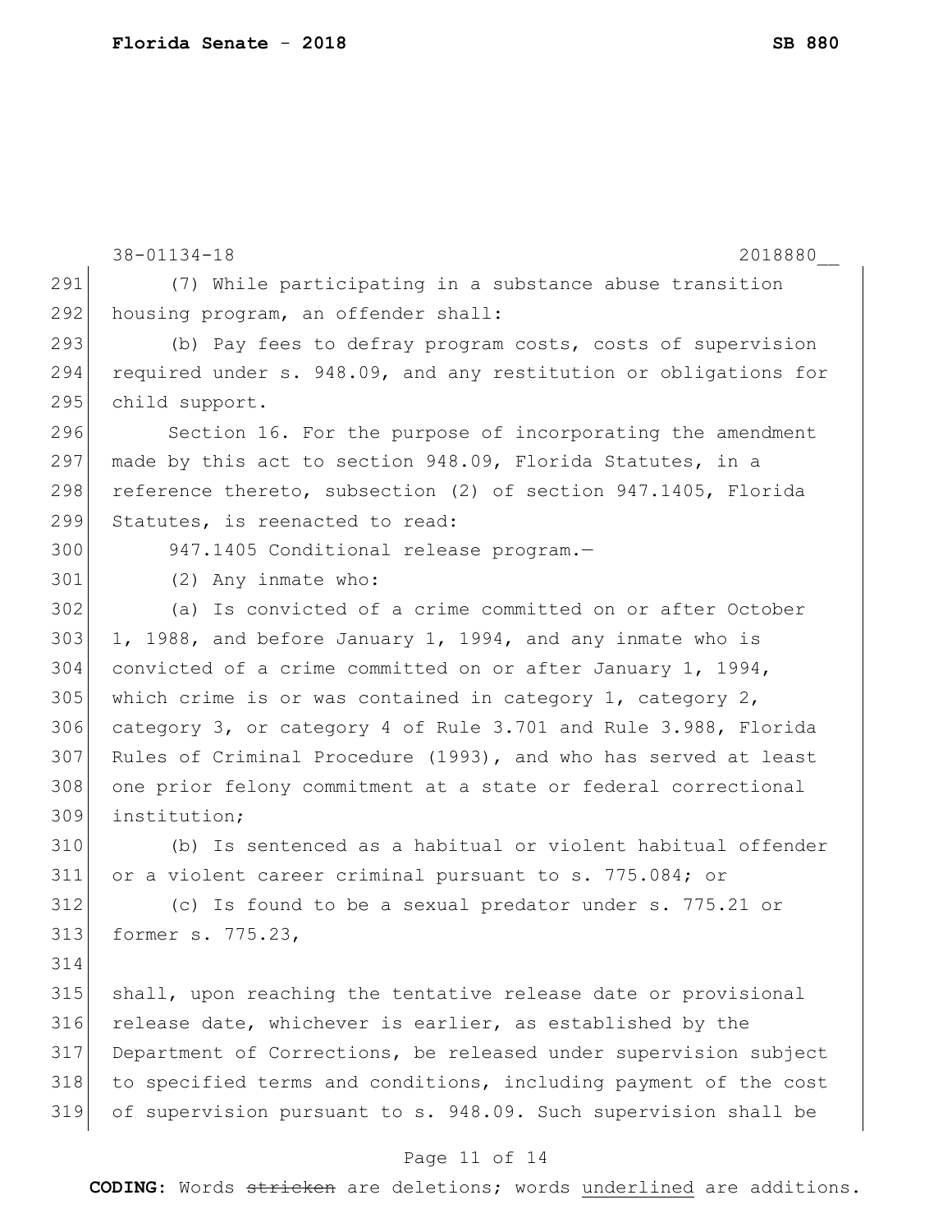(7) While participating in a substance abuse transition housing program, an offender shall:

(b) Pay fees to defray program costs, costs of supervision required under s. 948.09, and any restitution or obligations for child support.

Section 16. For the purpose of incorporating the amendment made by this act to section 948.09, Florida Statutes, in a reference thereto, subsection (2) of section 947.1405, Florida Statutes, is reenacted to read:

947.1405 Conditional release program.—

(2) Any inmate who:

(a) Is convicted of a crime committed on or after October 1, 1988, and before January 1, 1994, and any inmate who is convicted of a crime committed on or after January 1, 1994, which crime is or was contained in category 1, category 2, category 3, or category 4 of Rule 3.701 and Rule 3.988, Florida Rules of Criminal Procedure (1993), and who has served at least one prior felony commitment at a state or federal correctional institution;

(b) Is sentenced as a habitual or violent habitual offender or a violent career criminal pursuant to s. 775.084; or

(c) Is found to be a sexual predator under s. 775.21 or former s. 775.23,

shall, upon reaching the tentative release date or provisional release date, whichever is earlier, as established by the Department of Corrections, be released under supervision subject to specified terms and conditions, including payment of the cost of supervision pursuant to s. 948.09. Such supervision shall be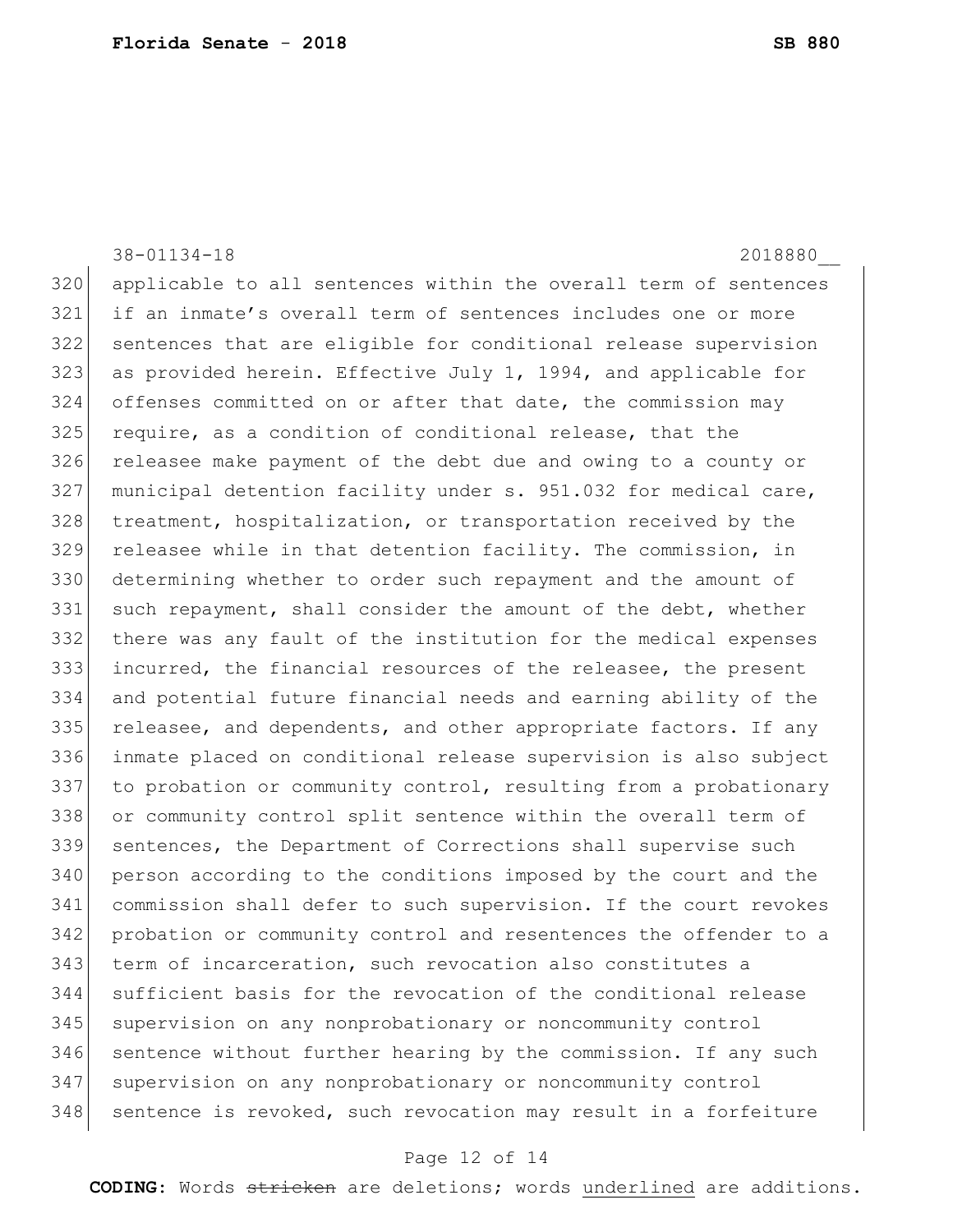applicable to all sentences within the overall term of sentences if an inmate's overall term of sentences includes one or more sentences that are eligible for conditional release supervision as provided herein. Effective July 1, 1994, and applicable for offenses committed on or after that date, the commission may require, as a condition of conditional release, that the releasee make payment of the debt due and owing to a county or municipal detention facility under s. 951.032 for medical care, treatment, hospitalization, or transportation received by the releasee while in that detention facility. The commission, in determining whether to order such repayment and the amount of such repayment, shall consider the amount of the debt, whether there was any fault of the institution for the medical expenses incurred, the financial resources of the releasee, the present and potential future financial needs and earning ability of the releasee, and dependents, and other appropriate factors. If any inmate placed on conditional release supervision is also subject to probation or community control, resulting from a probationary or community control split sentence within the overall term of sentences, the Department of Corrections shall supervise such person according to the conditions imposed by the court and the commission shall defer to such supervision. If the court revokes probation or community control and resentences the offender to a term of incarceration, such revocation also constitutes a sufficient basis for the revocation of the conditional release supervision on any nonprobationary or noncommunity control sentence without further hearing by the commission. If any such supervision on any nonprobationary or noncommunity control sentence is revoked, such revocation may result in a forfeiture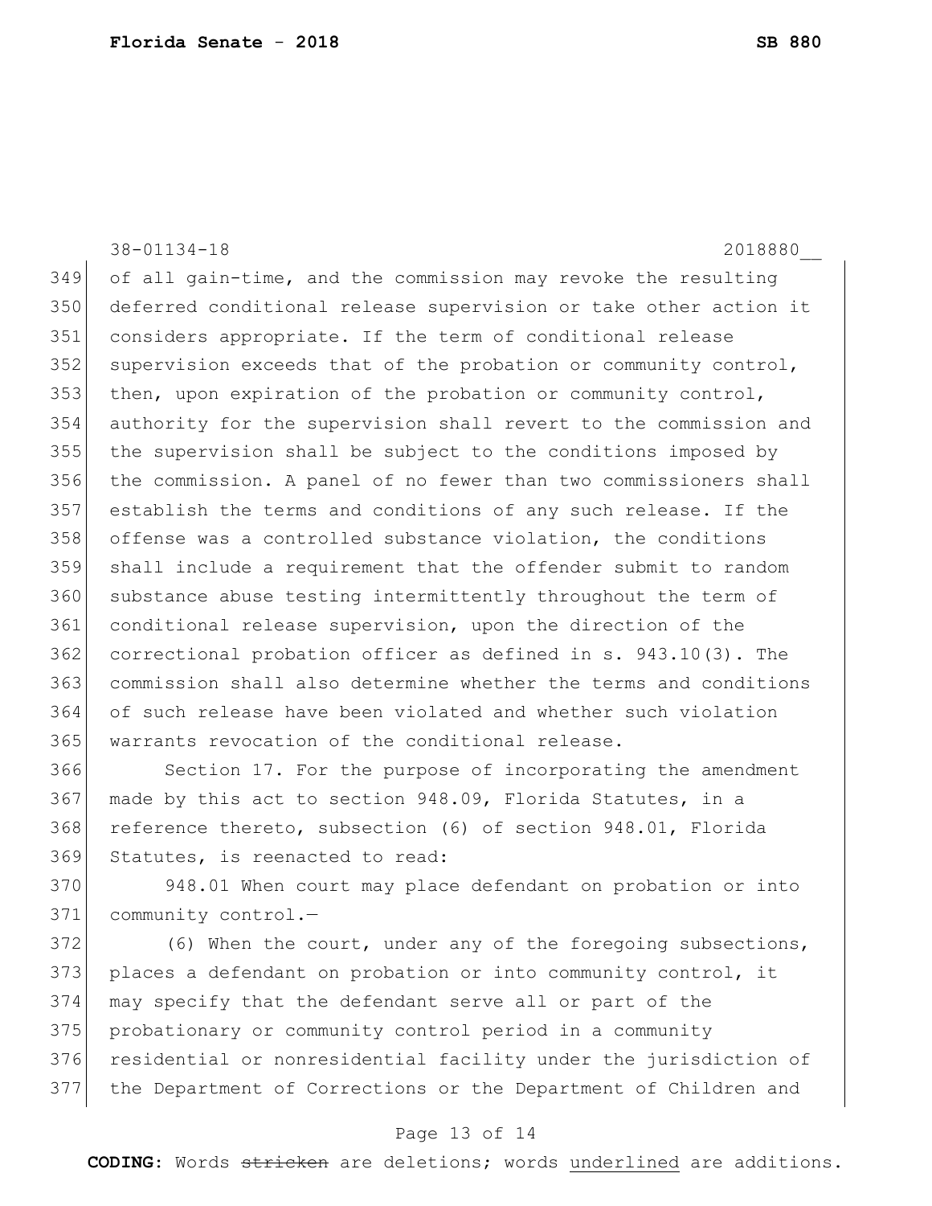of all gain-time, and the commission may revoke the resulting deferred conditional release supervision or take other action it considers appropriate. If the term of conditional release supervision exceeds that of the probation or community control, then, upon expiration of the probation or community control, authority for the supervision shall revert to the commission and the supervision shall be subject to the conditions imposed by the commission. A panel of no fewer than two commissioners shall establish the terms and conditions of any such release. If the offense was a controlled substance violation, the conditions shall include a requirement that the offender submit to random substance abuse testing intermittently throughout the term of conditional release supervision, upon the direction of the correctional probation officer as defined in s. 943.10(3). The commission shall also determine whether the terms and conditions of such release have been violated and whether such violation warrants revocation of the conditional release.

Section 17. For the purpose of incorporating the amendment made by this act to section 948.09, Florida Statutes, in a reference thereto, subsection (6) of section 948.01, Florida Statutes, is reenacted to read:

948.01 When court may place defendant on probation or into community control.—

(6) When the court, under any of the foregoing subsections, places a defendant on probation or into community control, it may specify that the defendant serve all or part of the probationary or community control period in a community residential or nonresidential facility under the jurisdiction of the Department of Corrections or the Department of Children and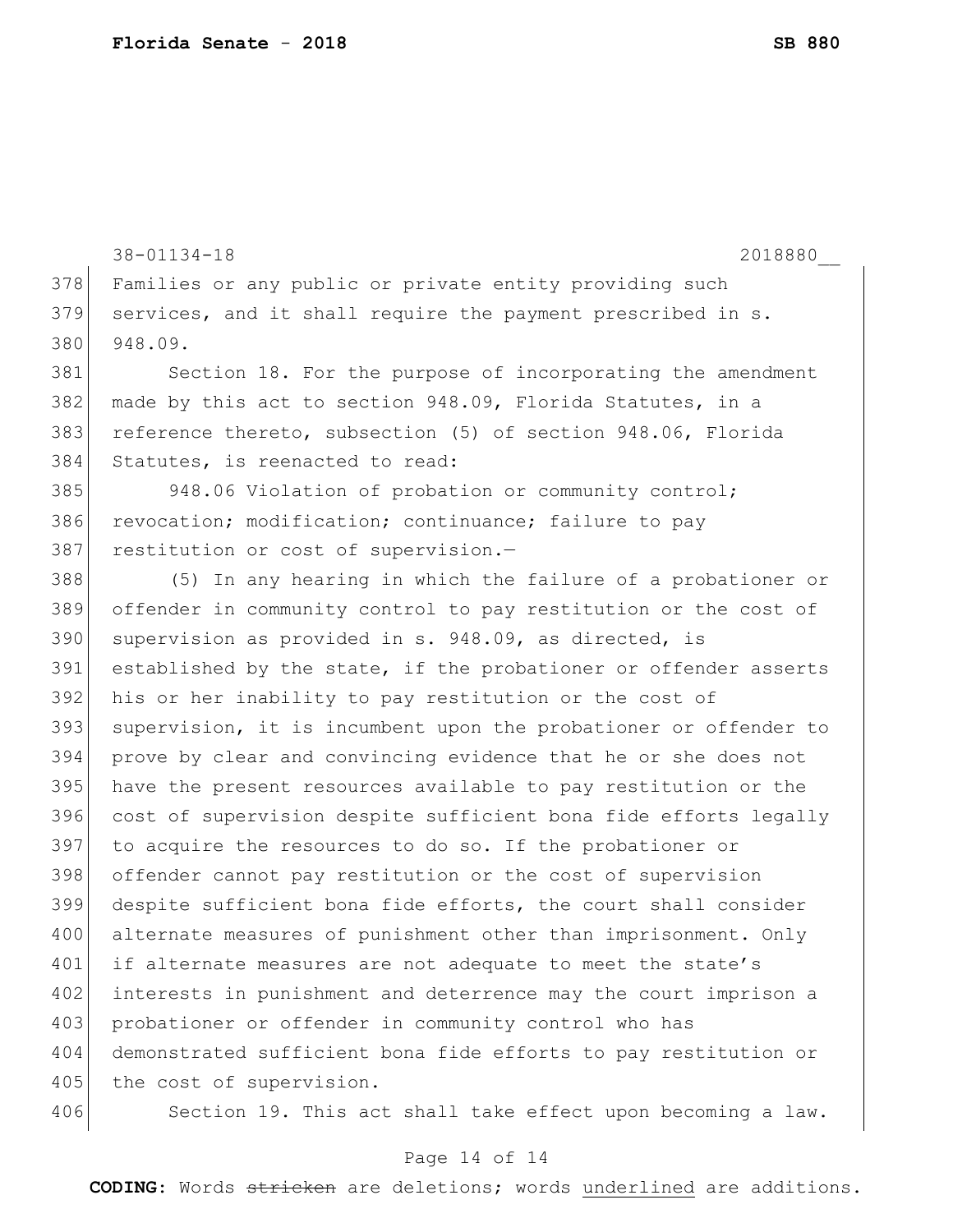Families or any public or private entity providing such services, and it shall require the payment prescribed in s. 948.09.

Section 18. For the purpose of incorporating the amendment made by this act to section 948.09, Florida Statutes, in a reference thereto, subsection (5) of section 948.06, Florida Statutes, is reenacted to read:

948.06 Violation of probation or community control; revocation; modification; continuance; failure to pay restitution or cost of supervision.—

(5) In any hearing in which the failure of a probationer or offender in community control to pay restitution or the cost of supervision as provided in s. 948.09, as directed, is established by the state, if the probationer or offender asserts his or her inability to pay restitution or the cost of supervision, it is incumbent upon the probationer or offender to prove by clear and convincing evidence that he or she does not have the present resources available to pay restitution or the cost of supervision despite sufficient bona fide efforts legally to acquire the resources to do so. If the probationer or offender cannot pay restitution or the cost of supervision despite sufficient bona fide efforts, the court shall consider alternate measures of punishment other than imprisonment. Only if alternate measures are not adequate to meet the state's interests in punishment and deterrence may the court imprison a probationer or offender in community control who has demonstrated sufficient bona fide efforts to pay restitution or the cost of supervision.

Section 19. This act shall take effect upon becoming a law.